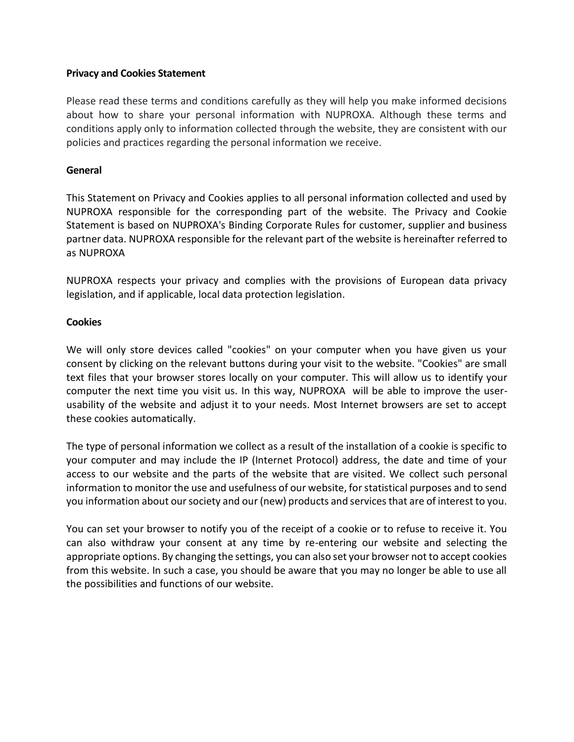## Privacy and Cookies Statement

Please read these terms and conditions carefully as they will help you make informed decisions about how to share your personal information with NUPROXA. Although these terms and conditions apply only to information collected through the website, they are consistent with our policies and practices regarding the personal information we receive.

## General

This Statement on Privacy and Cookies applies to all personal information collected and used by NUPROXA responsible for the corresponding part of the website. The Privacy and Cookie Statement is based on NUPROXA's Binding Corporate Rules for customer, supplier and business partner data. NUPROXA responsible for the relevant part of the website is hereinafter referred to as NUPROXA

NUPROXA respects your privacy and complies with the provisions of European data privacy legislation, and if applicable, local data protection legislation.

## Cookies

We will only store devices called "cookies" on your computer when you have given us your consent by clicking on the relevant buttons during your visit to the website. "Cookies" are small text files that your browser stores locally on your computer. This will allow us to identify your computer the next time you visit us. In this way, NUPROXA will be able to improve the user-usability of the website and adjust it to your needs. Most Internet browsers are set to accept these cookies automatically.

The type of personal information we collect as a result of the installation of a cookie is specific to your computer and may include the IP (Internet Protocol) address, the date and time of your access to our website and the parts of the website that are visited. We collect such personal information to monitor the use and usefulness of our website, for statistical purposes and to send you information about our society and our (new) products and services that are of interest to you.

You can set your browser to notify you of the receipt of a cookie or to refuse to receive it. You can also withdraw your consent at any time by re-entering our website and selecting the appropriate options. By changing the settings, you can also set your browser not to accept cookies from this website. In such a case, you should be aware that you may no longer be able to use all the possibilities and functions of our website.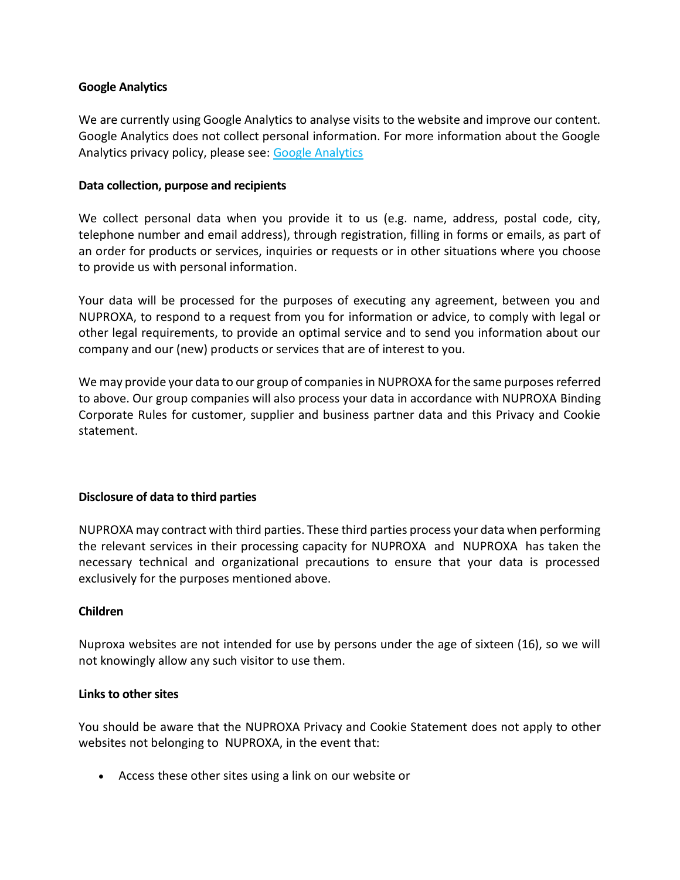**Google Analytics**

We are currently using Google Analytics to analyse visits to the website and improve our content. Google Analytics does not collect personal information. For more information about the Google Analytics privacy policy, please see: Google Analytics

**Data collection, purpose and recipients**

We collect personal data when you provide it to us (e.g. name, address, postal code, city, telephone number and email address), through registration, filling in forms or emails, as part of an order for products or services, inquiries or requests or in other situations where you choose to provide us with personal information.

Your data will be processed for the purposes of executing any agreement, between you and NUPROXA, to respond to a request from you for information or advice, to comply with legal or other legal requirements, to provide an optimal service and to send you information about our company and our (new) products or services that are of interest to you.

We may provide your data to our group of companies in NUPROXA for the same purposes referred to above. Our group companies will also process your data in accordance with NUPROXA Binding Corporate Rules for customer, supplier and business partner data and this Privacy and Cookie statement.

**Disclosure of data to third parties**

NUPROXA may contract with third parties. These third parties process your data when performing the relevant services in their processing capacity for NUPROXA and NUPROXA has taken the necessary technical and organizational precautions to ensure that your data is processed exclusively for the purposes mentioned above.

**Children**

Nuproxa websites are not intended for use by persons under the age of sixteen (16), so we will not knowingly allow any such visitor to use them.

**Links to other sites**

You should be aware that the NUPROXA Privacy and Cookie Statement does not apply to other websites not belonging to NUPROXA, in the event that:

- Access these other sites using a link on our website or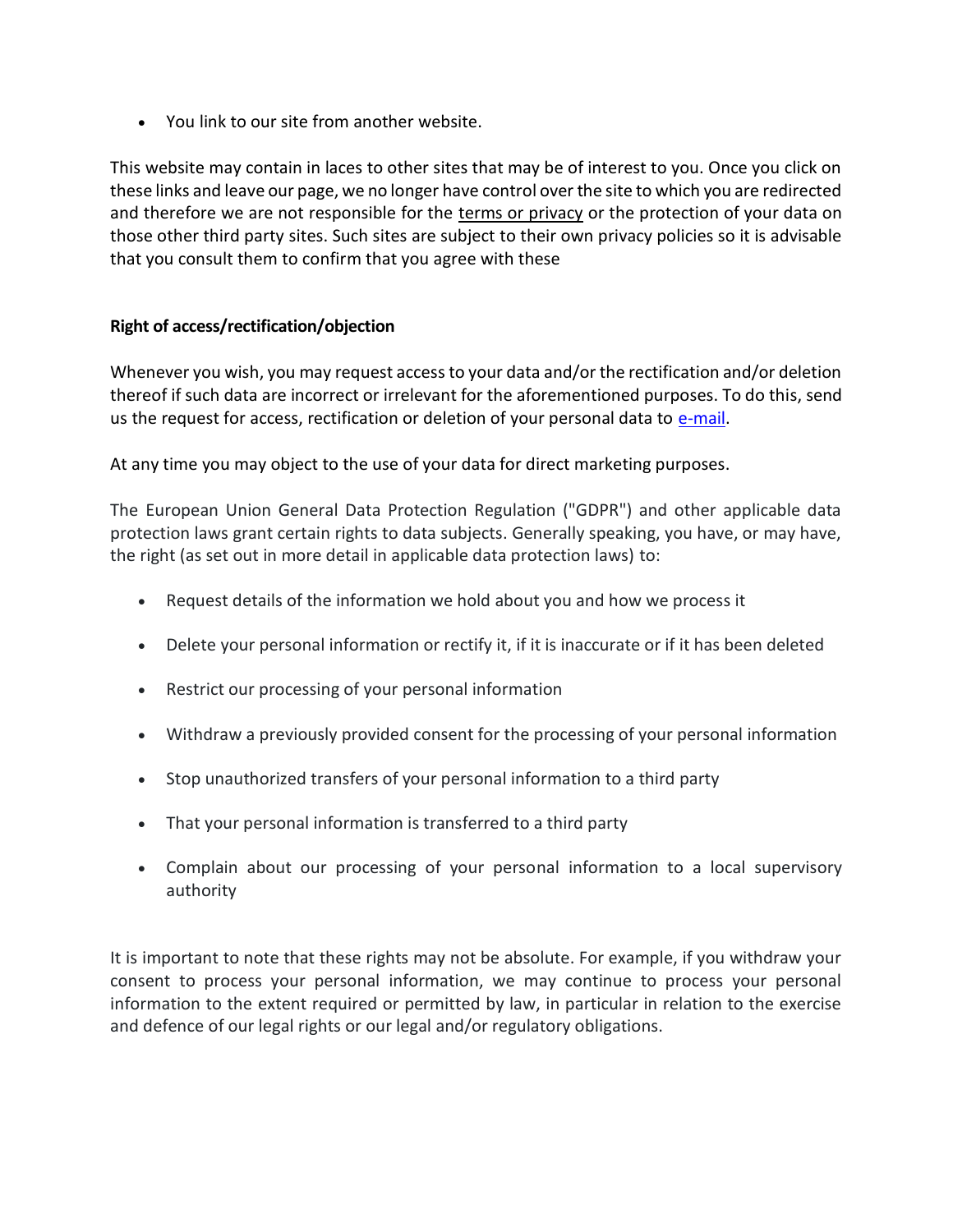- You link to our site from another website.

This website may contain in laces to other sites that may be of interest to you. Once you click on these links and leave our page, we no longer have control over the site to which you are redirected and therefore we are not responsible for the terms or privacy or the protection of your data on those other third party sites. Such sites are subject to their own privacy policies so it is advisable that you consult them to confirm that you agree with these

**Right of access/rectification/objection**

Whenever you wish, you may request access to your data and/or the rectification and/or deletion thereof if such data are incorrect or irrelevant for the aforementioned purposes. To do this, send us the request for access, rectification or deletion of your personal data to e-mail.

At any time you may object to the use of your data for direct marketing purposes.

The European Union General Data Protection Regulation ("GDPR") and other applicable data protection laws grant certain rights to data subjects. Generally speaking, you have, or may have, the right (as set out in more detail in applicable data protection laws) to:

- Request details of the information we hold about you and how we process it
- Delete your personal information or rectify it, if it is inaccurate or if it has been deleted
- Restrict our processing of your personal information
- Withdraw a previously provided consent for the processing of your personal information
- Stop unauthorized transfers of your personal information to a third party
- That your personal information is transferred to a third party
- Complain about our processing of your personal information to a local supervisory authority

It is important to note that these rights may not be absolute. For example, if you withdraw your consent to process your personal information, we may continue to process your personal information to the extent required or permitted by law, in particular in relation to the exercise and defence of our legal rights or our legal and/or regulatory obligations.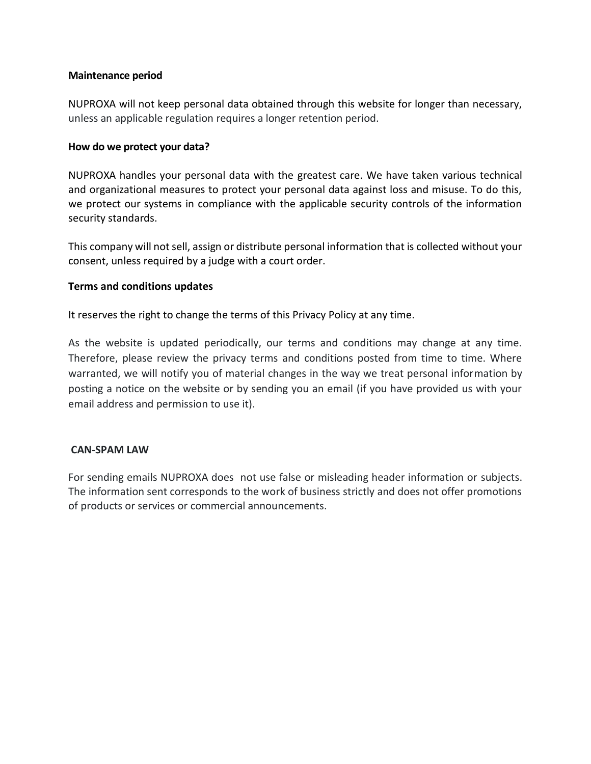**Maintenance period**

NUPROXA will not keep personal data obtained through this website for longer than necessary, unless an applicable regulation requires a longer retention period.

**How do we protect your data?**

NUPROXA handles your personal data with the greatest care. We have taken various technical and organizational measures to protect your personal data against loss and misuse. To do this, we protect our systems in compliance with the applicable security controls of the information security standards.

This company will not sell, assign or distribute personal information that is collected without your consent, unless required by a judge with a court order.

**Terms and conditions updates**

It reserves the right to change the terms of this Privacy Policy at any time.

As the website is updated periodically, our terms and conditions may change at any time. Therefore, please review the privacy terms and conditions posted from time to time. Where warranted, we will notify you of material changes in the way we treat personal information by posting a notice on the website or by sending you an email (if you have provided us with your email address and permission to use it).

**CAN-SPAM LAW**

For sending emails NUPROXA does not use false or misleading header information or subjects. The information sent corresponds to the work of business strictly and does not offer promotions of products or services or commercial announcements.